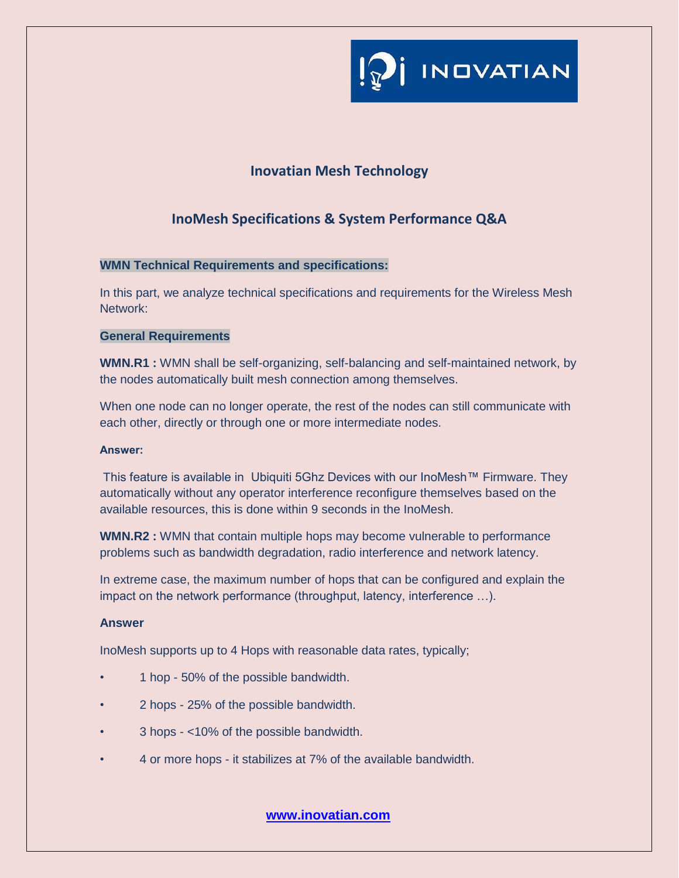INOVATIAN

## Inovatian Mesh Technology

## InoMesh Specifications & System Performance Q&A

### WMN Technical Requirements and specifications:

In this part, we analyze technical specifications and requirements for the Wireless Mesh Network:

### General Requirements

**WMN.R1 :** WMN shall be self-organizing, self-balancing and self-maintained network, by the nodes automatically built mesh connection among themselves.

When one node can no longer operate, the rest of the nodes can still communicate with each other, directly or through one or more intermediate nodes.

**Answer:**

This feature is available in Ubiquiti 5Ghz Devices with our InoMesh™ Firmware. They automatically without any operator interference reconfigure themselves based on the available resources, this is done within 9 seconds in the InoMesh.

**WMN.R2 :** WMN that contain multiple hops may become vulnerable to performance problems such as bandwidth degradation, radio interference and network latency.

In extreme case, the maximum number of hops that can be configured and explain the impact on the network performance (throughput, latency, interference …).

**Answer**

InoMesh supports up to 4 Hops with reasonable data rates, typically;

- 1 hop - 50% of the possible bandwidth.
- 2 hops - 25% of the possible bandwidth.
- 3 hops - <10% of the possible bandwidth.
- 4 or more hops - it stabilizes at 7% of the available bandwidth.

www.inovatian.com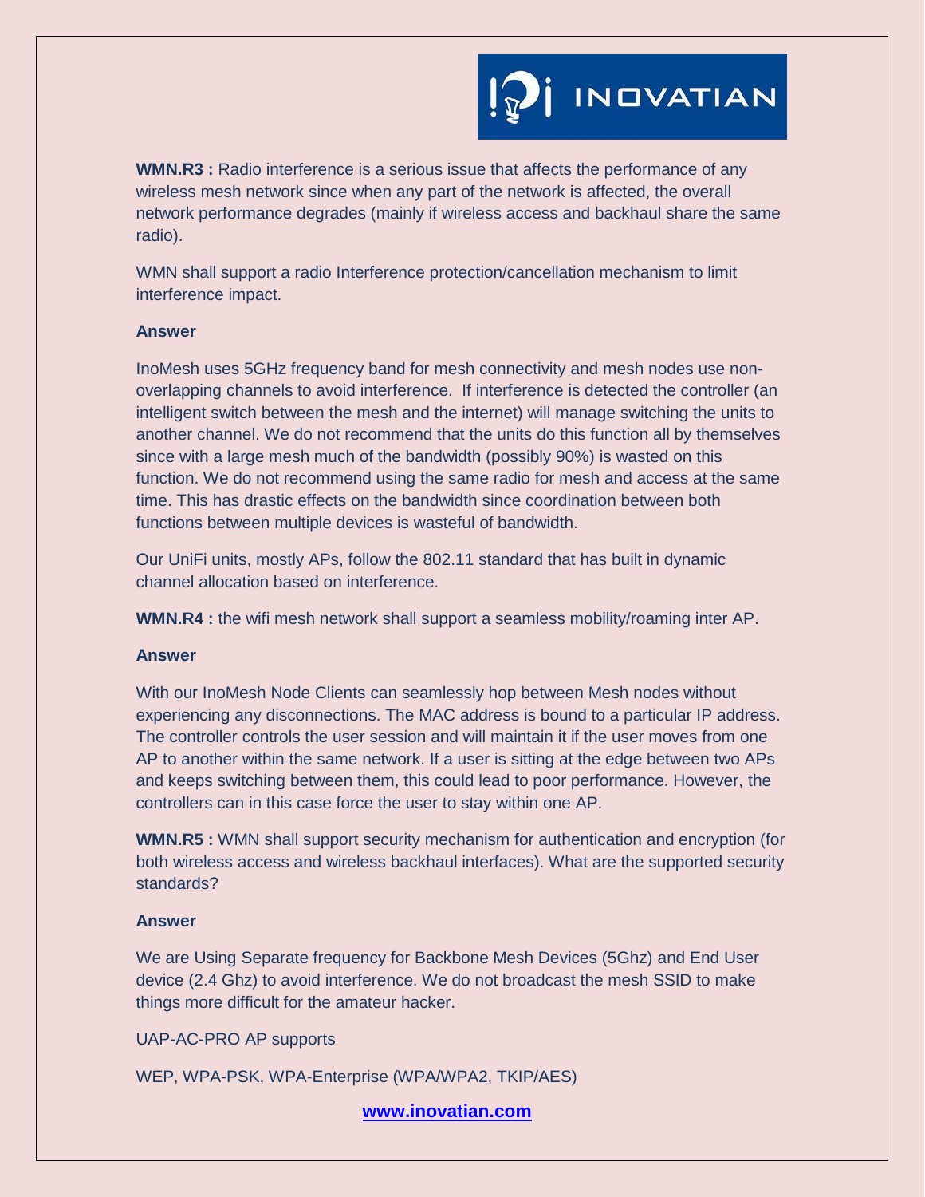**WMN.R3 :** Radio interference is a serious issue that affects the performance of any wireless mesh network since when any part of the network is affected, the overall network performance degrades (mainly if wireless access and backhaul share the same radio).

WMN shall support a radio Interference protection/cancellation mechanism to limit interference impact.

**Answer**

InoMesh uses 5GHz frequency band for mesh connectivity and mesh nodes use non-overlapping channels to avoid interference. If interference is detected the controller (an intelligent switch between the mesh and the internet) will manage switching the units to another channel. We do not recommend that the units do this function all by themselves since with a large mesh much of the bandwidth (possibly 90%) is wasted on this function. We do not recommend using the same radio for mesh and access at the same time. This has drastic effects on the bandwidth since coordination between both functions between multiple devices is wasteful of bandwidth.

Our UniFi units, mostly APs, follow the 802.11 standard that has built in dynamic channel allocation based on interference.

**WMN.R4 :** the wifi mesh network shall support a seamless mobility/roaming inter AP.

**Answer**

With our InoMesh Node Clients can seamlessly hop between Mesh nodes without experiencing any disconnections. The MAC address is bound to a particular IP address. The controller controls the user session and will maintain it if the user moves from one AP to another within the same network. If a user is sitting at the edge between two APs and keeps switching between them, this could lead to poor performance. However, the controllers can in this case force the user to stay within one AP.

**WMN.R5 :** WMN shall support security mechanism for authentication and encryption (for both wireless access and wireless backhaul interfaces). What are the supported security standards?

**Answer**

We are Using Separate frequency for Backbone Mesh Devices (5Ghz) and End User device (2.4 Ghz) to avoid interference. We do not broadcast the mesh SSID to make things more difficult for the amateur hacker.

UAP-AC-PRO AP supports

WEP, WPA-PSK, WPA-Enterprise (WPA/WPA2, TKIP/AES)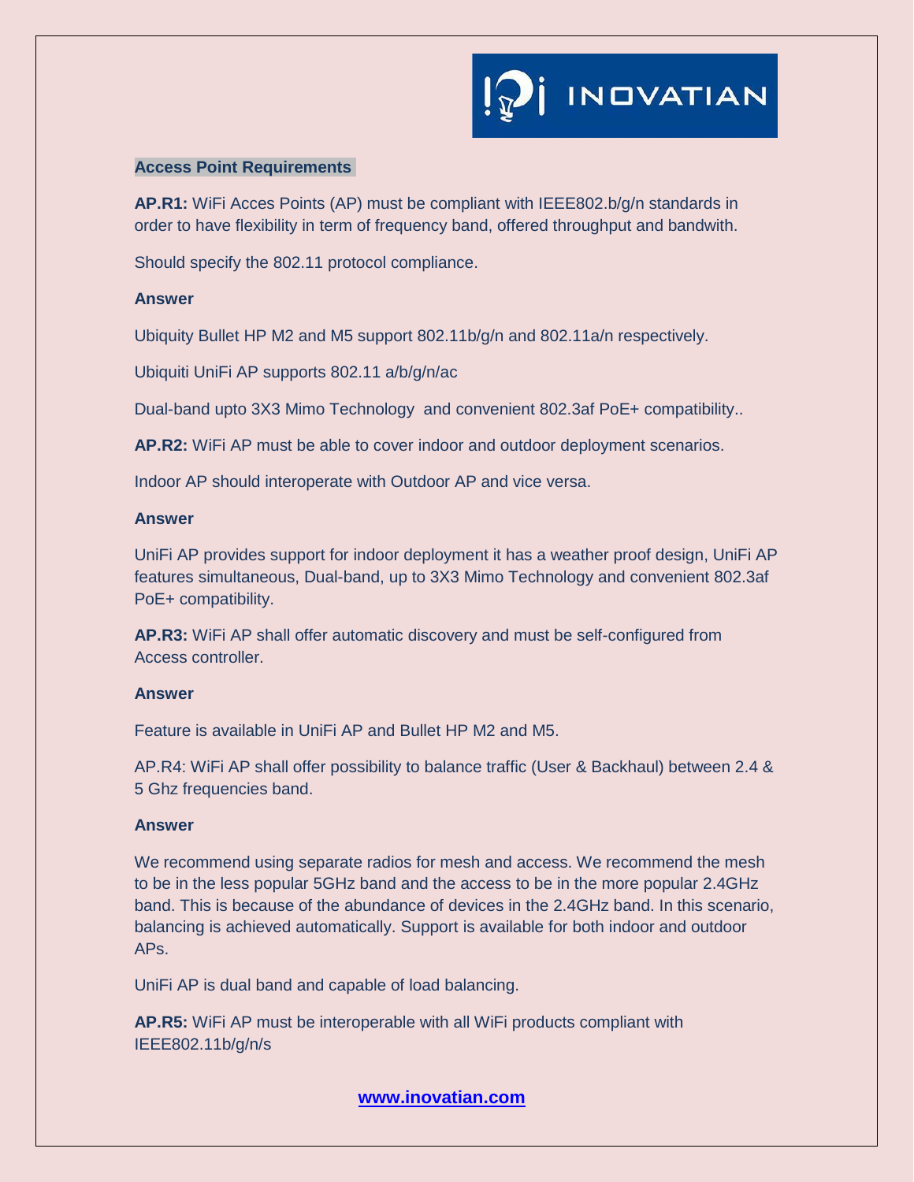## Access Point Requirements

**AP.R1:** WiFi Acces Points (AP) must be compliant with IEEE802.b/g/n standards in order to have flexibility in term of frequency band, offered throughput and bandwith.

Should specify the 802.11 protocol compliance.

**Answer**

Ubiquity Bullet HP M2 and M5 support 802.11b/g/n and 802.11a/n respectively.

Ubiquiti UniFi AP supports 802.11 a/b/g/n/ac

Dual-band upto 3X3 Mimo Technology and convenient 802.3af PoE+ compatibility..

**AP.R2:** WiFi AP must be able to cover indoor and outdoor deployment scenarios.

Indoor AP should interoperate with Outdoor AP and vice versa.

**Answer**

UniFi AP provides support for indoor deployment it has a weather proof design, UniFi AP features simultaneous, Dual-band, up to 3X3 Mimo Technology and convenient 802.3af PoE+ compatibility.

**AP.R3:** WiFi AP shall offer automatic discovery and must be self-configured from Access controller.

**Answer**

Feature is available in UniFi AP and Bullet HP M2 and M5.

AP.R4: WiFi AP shall offer possibility to balance traffic (User & Backhaul) between 2.4 & 5 Ghz frequencies band.

**Answer**

We recommend using separate radios for mesh and access. We recommend the mesh to be in the less popular 5GHz band and the access to be in the more popular 2.4GHz band. This is because of the abundance of devices in the 2.4GHz band. In this scenario, balancing is achieved automatically. Support is available for both indoor and outdoor APs.

UniFi AP is dual band and capable of load balancing.

**AP.R5:** WiFi AP must be interoperable with all WiFi products compliant with IEEE802.11b/g/n/s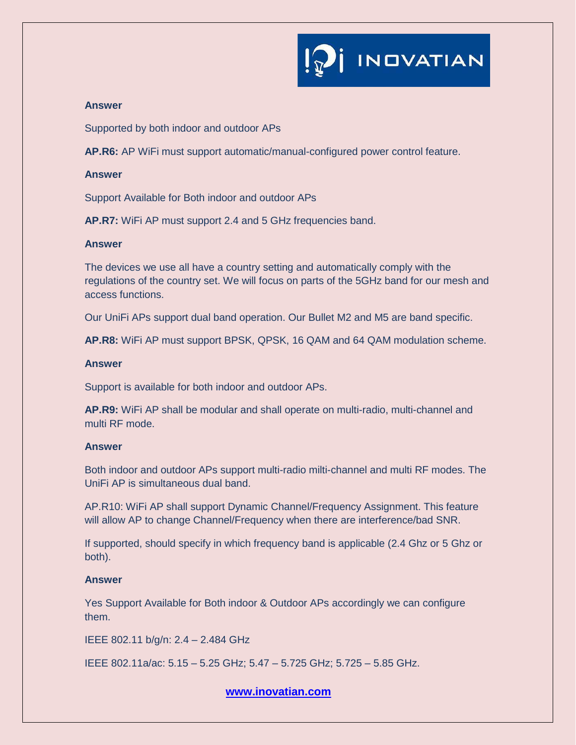**Answer**

Supported by both indoor and outdoor APs

**AP.R6:** AP WiFi must support automatic/manual-configured power control feature.

**Answer**

Support Available for Both indoor and outdoor APs

**AP.R7:** WiFi AP must support 2.4 and 5 GHz frequencies band.

**Answer**

The devices we use all have a country setting and automatically comply with the regulations of the country set. We will focus on parts of the 5GHz band for our mesh and access functions.

Our UniFi APs support dual band operation. Our Bullet M2 and M5 are band specific.

**AP.R8:** WiFi AP must support BPSK, QPSK, 16 QAM and 64 QAM modulation scheme.

**Answer**

Support is available for both indoor and outdoor APs.

**AP.R9:** WiFi AP shall be modular and shall operate on multi-radio, multi-channel and multi RF mode.

**Answer**

Both indoor and outdoor APs support multi-radio milti-channel and multi RF modes. The UniFi AP is simultaneous dual band.

AP.R10: WiFi AP shall support Dynamic Channel/Frequency Assignment. This feature will allow AP to change Channel/Frequency when there are interference/bad SNR.

If supported, should specify in which frequency band is applicable (2.4 Ghz or 5 Ghz or both).

**Answer**

Yes Support Available for Both indoor & Outdoor APs accordingly we can configure them.

IEEE 802.11 b/g/n: 2.4 – 2.484 GHz

IEEE 802.11a/ac: 5.15 – 5.25 GHz; 5.47 – 5.725 GHz; 5.725 – 5.85 GHz.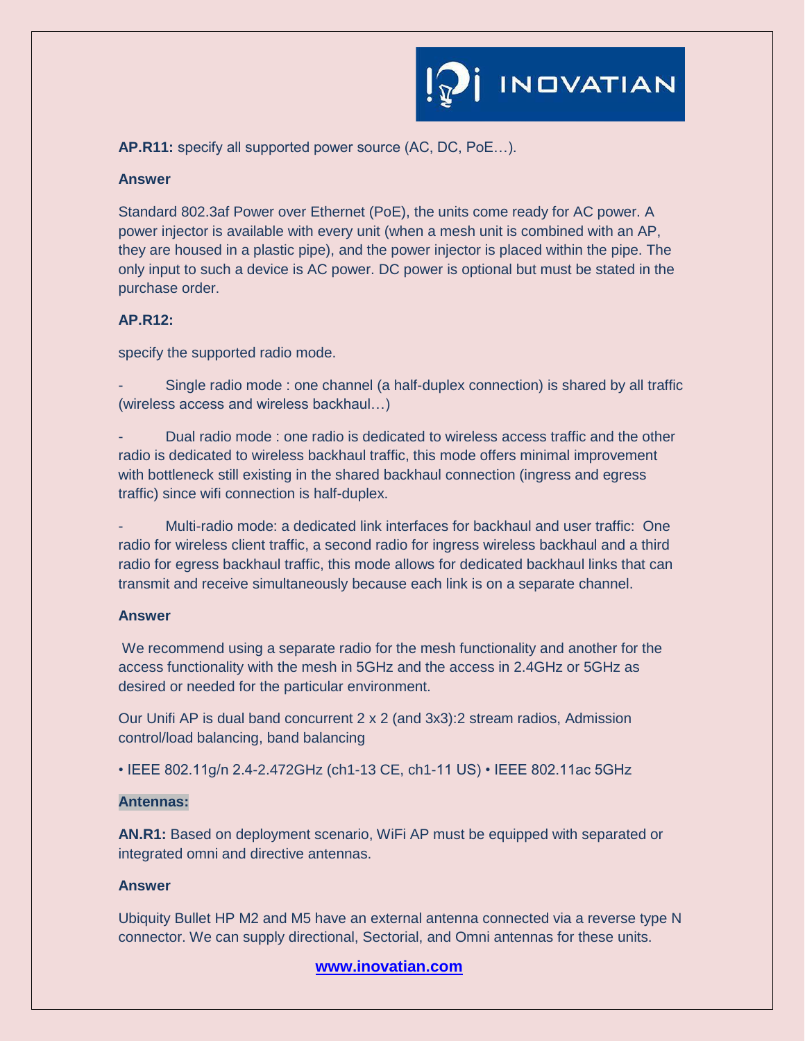**AP.R11:** specify all supported power source (AC, DC, PoE…).

**Answer**

Standard 802.3af Power over Ethernet (PoE), the units come ready for AC power. A power injector is available with every unit (when a mesh unit is combined with an AP, they are housed in a plastic pipe), and the power injector is placed within the pipe. The only input to such a device is AC power. DC power is optional but must be stated in the purchase order.

**AP.R12:**

specify the supported radio mode.

- Single radio mode : one channel (a half-duplex connection) is shared by all traffic (wireless access and wireless backhaul…)
- Dual radio mode : one radio is dedicated to wireless access traffic and the other radio is dedicated to wireless backhaul traffic, this mode offers minimal improvement with bottleneck still existing in the shared backhaul connection (ingress and egress traffic) since wifi connection is half-duplex.
- Multi-radio mode: a dedicated link interfaces for backhaul and user traffic: One radio for wireless client traffic, a second radio for ingress wireless backhaul and a third radio for egress backhaul traffic, this mode allows for dedicated backhaul links that can transmit and receive simultaneously because each link is on a separate channel.

**Answer**

We recommend using a separate radio for the mesh functionality and another for the access functionality with the mesh in 5GHz and the access in 2.4GHz or 5GHz as desired or needed for the particular environment.

Our Unifi AP is dual band concurrent 2 x 2 (and 3x3):2 stream radios, Admission control/load balancing, band balancing

• IEEE 802.11g/n 2.4-2.472GHz (ch1-13 CE, ch1-11 US) • IEEE 802.11ac 5GHz

**Antennas:**

**AN.R1:** Based on deployment scenario, WiFi AP must be equipped with separated or integrated omni and directive antennas.

**Answer**

Ubiquity Bullet HP M2 and M5 have an external antenna connected via a reverse type N connector. We can supply directional, Sectorial, and Omni antennas for these units.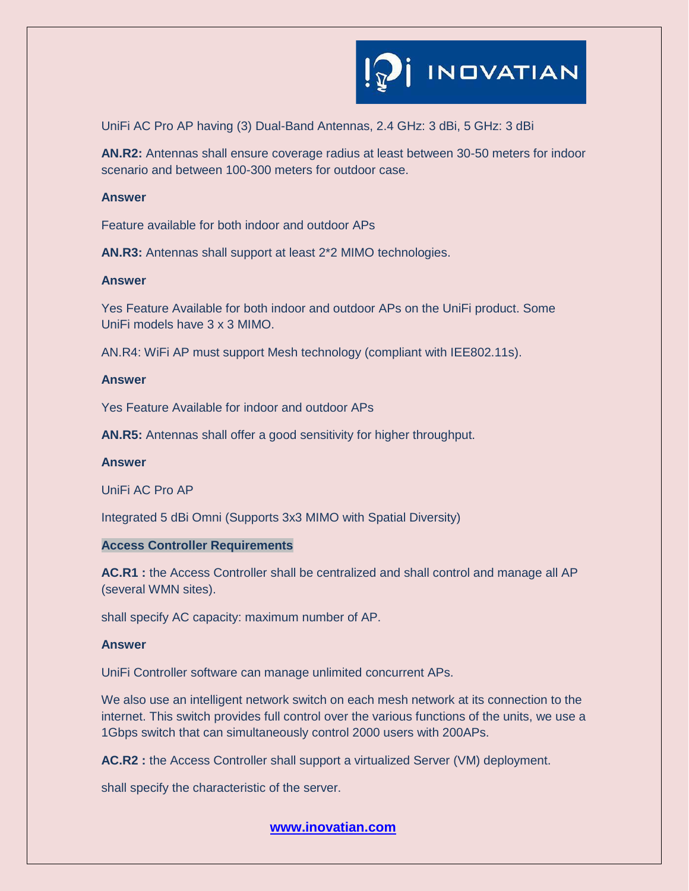UniFi AC Pro AP having (3) Dual-Band Antennas, 2.4 GHz: 3 dBi, 5 GHz: 3 dBi

**AN.R2:** Antennas shall ensure coverage radius at least between 30-50 meters for indoor scenario and between 100-300 meters for outdoor case.

**Answer**

Feature available for both indoor and outdoor APs

**AN.R3:** Antennas shall support at least 2*2 MIMO technologies.

**Answer**

Yes Feature Available for both indoor and outdoor APs on the UniFi product. Some UniFi models have 3 x 3 MIMO.

AN.R4: WiFi AP must support Mesh technology (compliant with IEE802.11s).

**Answer**

Yes Feature Available for indoor and outdoor APs

**AN.R5:** Antennas shall offer a good sensitivity for higher throughput.

**Answer**

UniFi AC Pro AP

Integrated 5 dBi Omni (Supports 3x3 MIMO with Spatial Diversity)

**Access Controller Requirements**

**AC.R1 :** the Access Controller shall be centralized and shall control and manage all AP (several WMN sites).

shall specify AC capacity: maximum number of AP.

**Answer**

UniFi Controller software can manage unlimited concurrent APs.

We also use an intelligent network switch on each mesh network at its connection to the internet. This switch provides full control over the various functions of the units, we use a 1Gbps switch that can simultaneously control 2000 users with 200APs.

**AC.R2 :** the Access Controller shall support a virtualized Server (VM) deployment.

shall specify the characteristic of the server.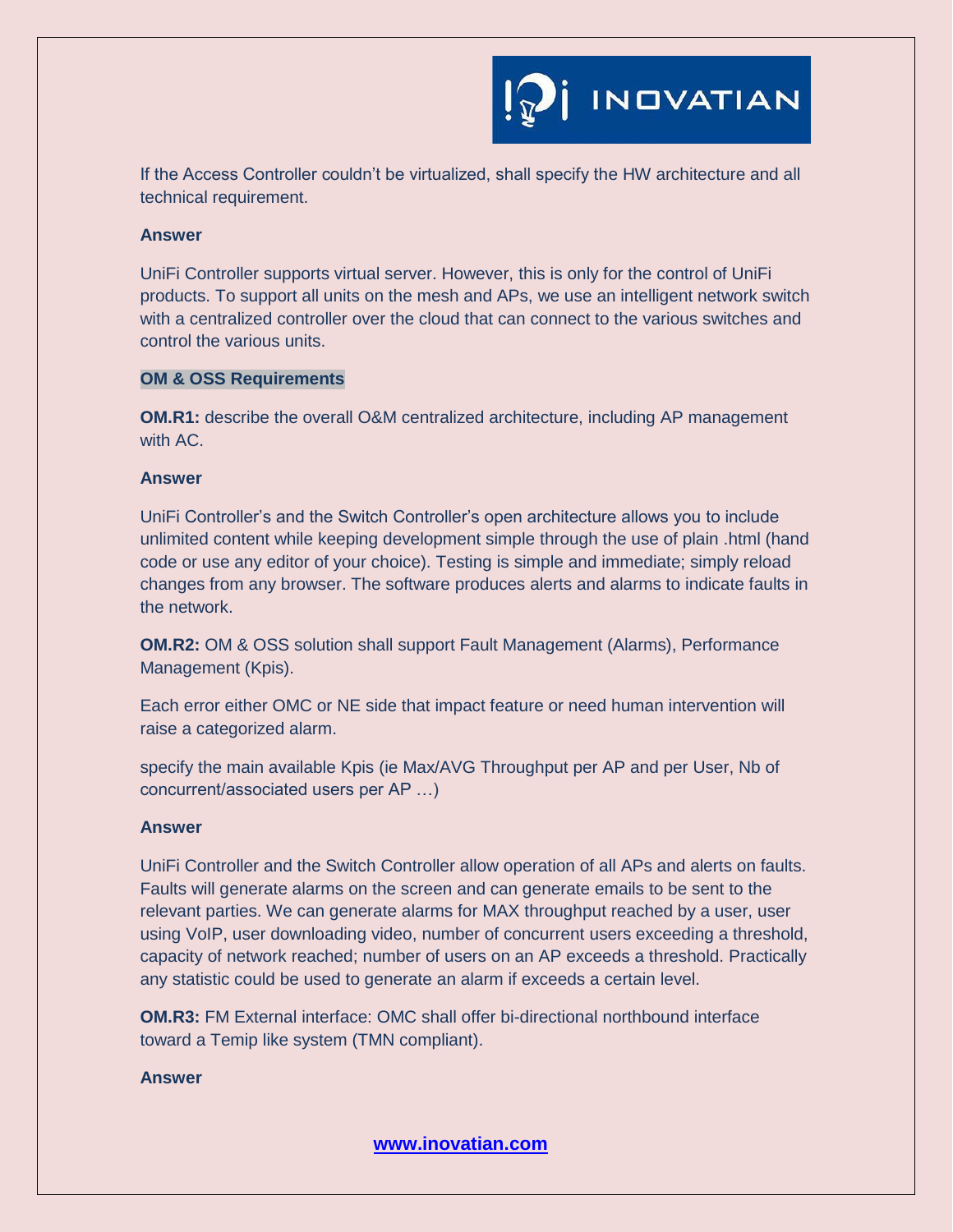If the Access Controller couldn't be virtualized, shall specify the HW architecture and all technical requirement.

**Answer**

UniFi Controller supports virtual server. However, this is only for the control of UniFi products. To support all units on the mesh and APs, we use an intelligent network switch with a centralized controller over the cloud that can connect to the various switches and control the various units.

**OM & OSS Requirements**

**OM.R1:** describe the overall O&M centralized architecture, including AP management with AC.

**Answer**

UniFi Controller's and the Switch Controller's open architecture allows you to include unlimited content while keeping development simple through the use of plain .html (hand code or use any editor of your choice). Testing is simple and immediate; simply reload changes from any browser. The software produces alerts and alarms to indicate faults in the network.

**OM.R2:** OM & OSS solution shall support Fault Management (Alarms), Performance Management (Kpis).

Each error either OMC or NE side that impact feature or need human intervention will raise a categorized alarm.

specify the main available Kpis (ie Max/AVG Throughput per AP and per User, Nb of concurrent/associated users per AP …)

**Answer**

UniFi Controller and the Switch Controller allow operation of all APs and alerts on faults. Faults will generate alarms on the screen and can generate emails to be sent to the relevant parties. We can generate alarms for MAX throughput reached by a user, user using VoIP, user downloading video, number of concurrent users exceeding a threshold, capacity of network reached; number of users on an AP exceeds a threshold. Practically any statistic could be used to generate an alarm if exceeds a certain level.

**OM.R3:** FM External interface: OMC shall offer bi-directional northbound interface toward a Temip like system (TMN compliant).

**Answer**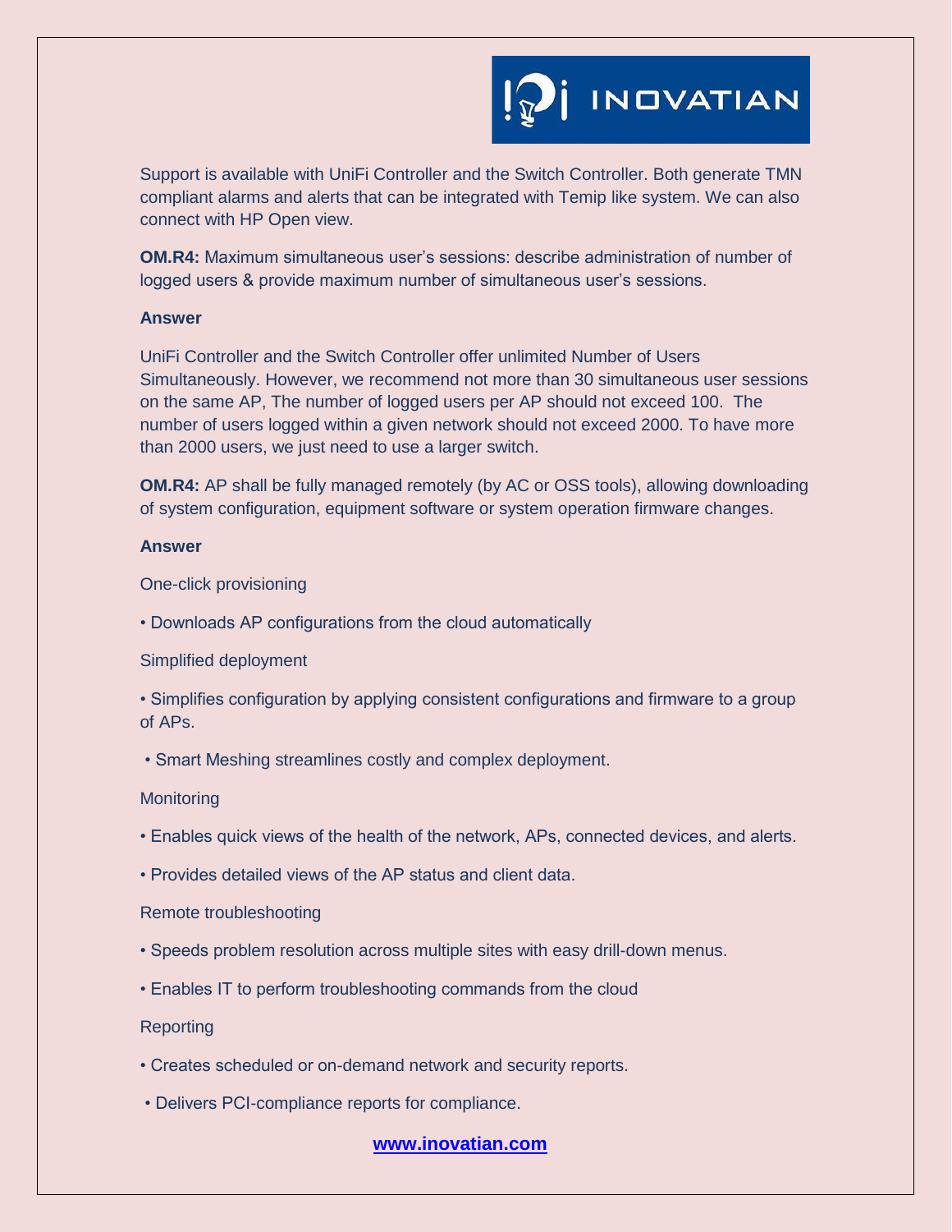Support is available with UniFi Controller and the Switch Controller. Both generate TMN compliant alarms and alerts that can be integrated with Temip like system. We can also connect with HP Open view.

**OM.R4:** Maximum simultaneous user's sessions: describe administration of number of logged users & provide maximum number of simultaneous user's sessions.

**Answer**

UniFi Controller and the Switch Controller offer unlimited Number of Users Simultaneously. However, we recommend not more than 30 simultaneous user sessions on the same AP, The number of logged users per AP should not exceed 100. The number of users logged within a given network should not exceed 2000. To have more than 2000 users, we just need to use a larger switch.

**OM.R4:** AP shall be fully managed remotely (by AC or OSS tools), allowing downloading of system configuration, equipment software or system operation firmware changes.

**Answer**

One-click provisioning

• Downloads AP configurations from the cloud automatically

Simplified deployment

• Simplifies configuration by applying consistent configurations and firmware to a group of APs.

• Smart Meshing streamlines costly and complex deployment.

Monitoring

• Enables quick views of the health of the network, APs, connected devices, and alerts.

• Provides detailed views of the AP status and client data.

Remote troubleshooting

• Speeds problem resolution across multiple sites with easy drill-down menus.

• Enables IT to perform troubleshooting commands from the cloud

Reporting

• Creates scheduled or on-demand network and security reports.

• Delivers PCI-compliance reports for compliance.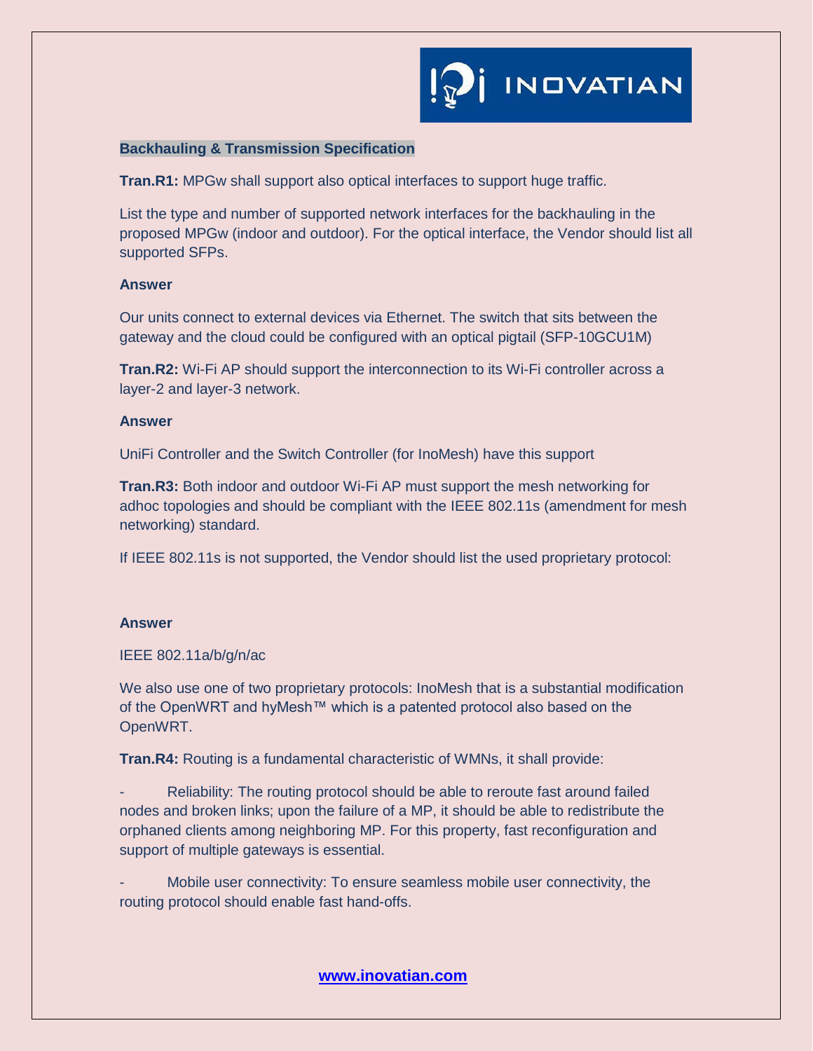## Backhauling & Transmission Specification

**Tran.R1:** MPGw shall support also optical interfaces to support huge traffic.

List the type and number of supported network interfaces for the backhauling in the proposed MPGw (indoor and outdoor). For the optical interface, the Vendor should list all supported SFPs.

**Answer**

Our units connect to external devices via Ethernet. The switch that sits between the gateway and the cloud could be configured with an optical pigtail (SFP-10GCU1M)

**Tran.R2:** Wi-Fi AP should support the interconnection to its Wi-Fi controller across a layer-2 and layer-3 network.

**Answer**

UniFi Controller and the Switch Controller (for InoMesh) have this support

**Tran.R3:** Both indoor and outdoor Wi-Fi AP must support the mesh networking for adhoc topologies and should be compliant with the IEEE 802.11s (amendment for mesh networking) standard.

If IEEE 802.11s is not supported, the Vendor should list the used proprietary protocol:

**Answer**

IEEE 802.11a/b/g/n/ac

We also use one of two proprietary protocols: InoMesh that is a substantial modification of the OpenWRT and hyMesh™ which is a patented protocol also based on the OpenWRT.

**Tran.R4:** Routing is a fundamental characteristic of WMNs, it shall provide:

- Reliability: The routing protocol should be able to reroute fast around failed nodes and broken links; upon the failure of a MP, it should be able to redistribute the orphaned clients among neighboring MP. For this property, fast reconfiguration and support of multiple gateways is essential.
- Mobile user connectivity: To ensure seamless mobile user connectivity, the routing protocol should enable fast hand-offs.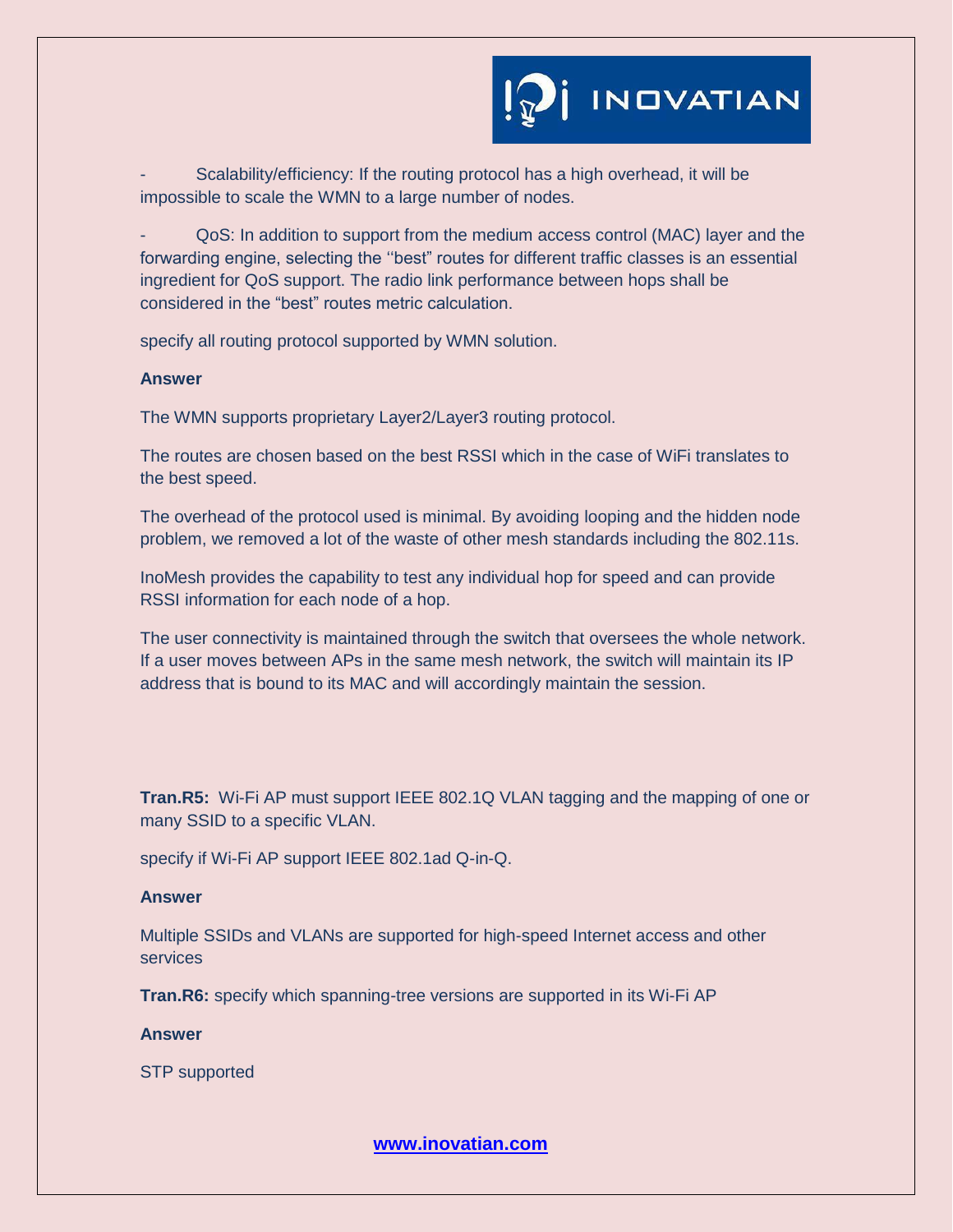- Scalability/efficiency: If the routing protocol has a high overhead, it will be impossible to scale the WMN to a large number of nodes.

- QoS: In addition to support from the medium access control (MAC) layer and the forwarding engine, selecting the ''best" routes for different traffic classes is an essential ingredient for QoS support. The radio link performance between hops shall be considered in the "best" routes metric calculation.

specify all routing protocol supported by WMN solution.

**Answer**

The WMN supports proprietary Layer2/Layer3 routing protocol.

The routes are chosen based on the best RSSI which in the case of WiFi translates to the best speed.

The overhead of the protocol used is minimal. By avoiding looping and the hidden node problem, we removed a lot of the waste of other mesh standards including the 802.11s.

InoMesh provides the capability to test any individual hop for speed and can provide RSSI information for each node of a hop.

The user connectivity is maintained through the switch that oversees the whole network. If a user moves between APs in the same mesh network, the switch will maintain its IP address that is bound to its MAC and will accordingly maintain the session.

**Tran.R5:** Wi-Fi AP must support IEEE 802.1Q VLAN tagging and the mapping of one or many SSID to a specific VLAN.

specify if Wi-Fi AP support IEEE 802.1ad Q-in-Q.

**Answer**

Multiple SSIDs and VLANs are supported for high-speed Internet access and other services

**Tran.R6:** specify which spanning-tree versions are supported in its Wi-Fi AP

**Answer**

STP supported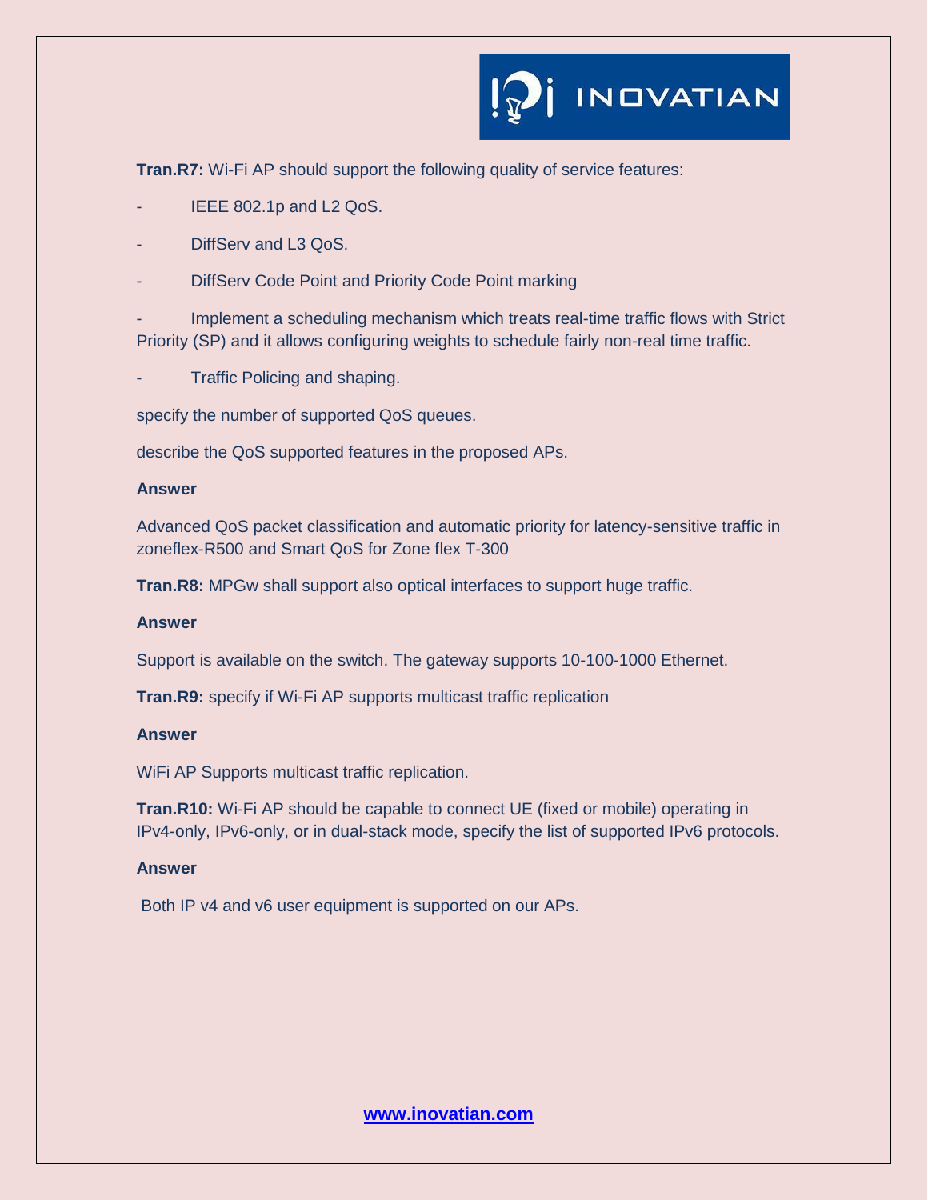**Tran.R7:** Wi-Fi AP should support the following quality of service features:

- IEEE 802.1p and L2 QoS.
- DiffServ and L3 QoS.
- DiffServ Code Point and Priority Code Point marking
- Implement a scheduling mechanism which treats real-time traffic flows with Strict Priority (SP) and it allows configuring weights to schedule fairly non-real time traffic.
- Traffic Policing and shaping.

specify the number of supported QoS queues.

describe the QoS supported features in the proposed APs.

**Answer**

Advanced QoS packet classification and automatic priority for latency-sensitive traffic in zoneflex-R500 and Smart QoS for Zone flex T-300

**Tran.R8:** MPGw shall support also optical interfaces to support huge traffic.

**Answer**

Support is available on the switch. The gateway supports 10-100-1000 Ethernet.

**Tran.R9:** specify if Wi-Fi AP supports multicast traffic replication

**Answer**

WiFi AP Supports multicast traffic replication.

**Tran.R10:** Wi-Fi AP should be capable to connect UE (fixed or mobile) operating in IPv4-only, IPv6-only, or in dual-stack mode, specify the list of supported IPv6 protocols.

**Answer**

Both IP v4 and v6 user equipment is supported on our APs.

**www.inovatian.com**